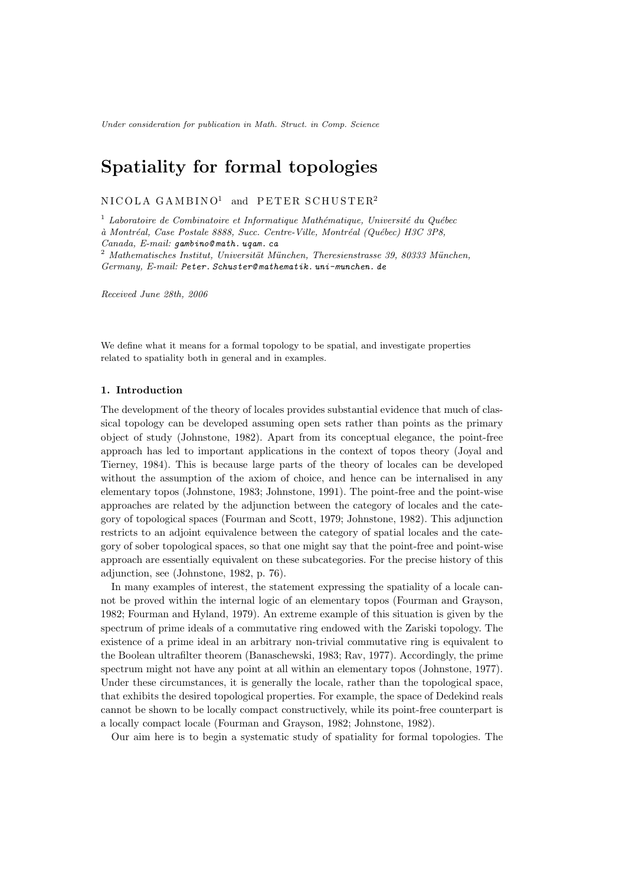*Under consideration for publication in Math. Struct. in Comp. Science*

# Spatiality for formal topologies

NICOLA GAMBINO[1] and PETER SCHUSTER[2]

[1] *Laboratoire de Combinatoire et Informatique Mathématique, Université du Québec à Montréal, Case Postale 8888, Succ. Centre-Ville, Montréal (Québec) H3C 3P8, Canada, E-mail:* gambino@math.uqam.ca

[2] *Mathematisches Institut, Universität München, Theresienstrasse 39, 80333 München, Germany, E-mail:* Peter.Schuster@mathematik.uni-muenchen.de

*Received June 28th, 2006*

We define what it means for a formal topology to be spatial, and investigate properties related to spatiality both in general and in examples.

## 1. Introduction

The development of the theory of locales provides substantial evidence that much of classical topology can be developed assuming open sets rather than points as the primary object of study (Johnstone, 1982). Apart from its conceptual elegance, the point-free approach has led to important applications in the context of topos theory (Joyal and Tierney, 1984). This is because large parts of the theory of locales can be developed without the assumption of the axiom of choice, and hence can be internalised in any elementary topos (Johnstone, 1983; Johnstone, 1991). The point-free and the point-wise approaches are related by the adjunction between the category of locales and the category of topological spaces (Fourman and Scott, 1979; Johnstone, 1982). This adjunction restricts to an adjoint equivalence between the category of spatial locales and the category of sober topological spaces, so that one might say that the point-free and point-wise approach are essentially equivalent on these subcategories. For the precise history of this adjunction, see (Johnstone, 1982, p. 76).

In many examples of interest, the statement expressing the spatiality of a locale cannot be proved within the internal logic of an elementary topos (Fourman and Grayson, 1982; Fourman and Hyland, 1979). An extreme example of this situation is given by the spectrum of prime ideals of a commutative ring endowed with the Zariski topology. The existence of a prime ideal in an arbitrary non-trivial commutative ring is equivalent to the Boolean ultrafilter theorem (Banaschewski, 1983; Rav, 1977). Accordingly, the prime spectrum might not have any point at all within an elementary topos (Johnstone, 1977). Under these circumstances, it is generally the locale, rather than the topological space, that exhibits the desired topological properties. For example, the space of Dedekind reals cannot be shown to be locally compact constructively, while its point-free counterpart is a locally compact locale (Fourman and Grayson, 1982; Johnstone, 1982).

Our aim here is to begin a systematic study of spatiality for formal topologies. The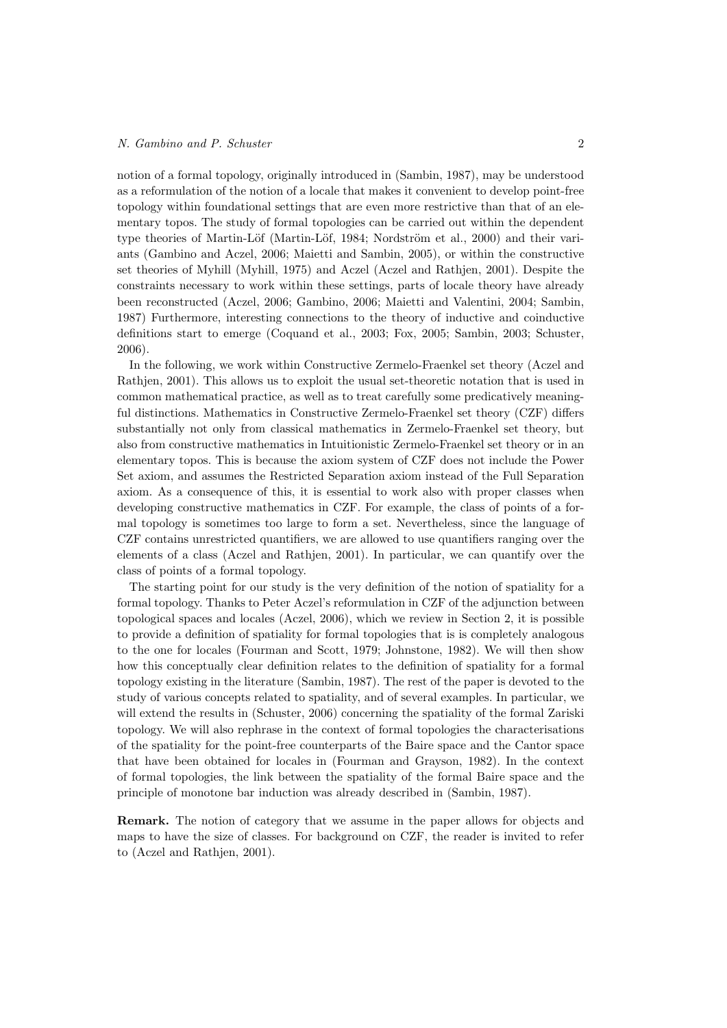notion of a formal topology, originally introduced in (Sambin, 1987), may be understood as a reformulation of the notion of a locale that makes it convenient to develop point-free topology within foundational settings that are even more restrictive than that of an elementary topos. The study of formal topologies can be carried out within the dependent type theories of Martin-Löf (Martin-Löf, 1984; Nordström et al., 2000) and their variants (Gambino and Aczel, 2006; Maietti and Sambin, 2005), or within the constructive set theories of Myhill (Myhill, 1975) and Aczel (Aczel and Rathjen, 2001). Despite the constraints necessary to work within these settings, parts of locale theory have already been reconstructed (Aczel, 2006; Gambino, 2006; Maietti and Valentini, 2004; Sambin, 1987) Furthermore, interesting connections to the theory of inductive and coinductive definitions start to emerge (Coquand et al., 2003; Fox, 2005; Sambin, 2003; Schuster, 2006).

In the following, we work within Constructive Zermelo-Fraenkel set theory (Aczel and Rathjen, 2001). This allows us to exploit the usual set-theoretic notation that is used in common mathematical practice, as well as to treat carefully some predicatively meaningful distinctions. Mathematics in Constructive Zermelo-Fraenkel set theory (CZF) differs substantially not only from classical mathematics in Zermelo-Fraenkel set theory, but also from constructive mathematics in Intuitionistic Zermelo-Fraenkel set theory or in an elementary topos. This is because the axiom system of CZF does not include the Power Set axiom, and assumes the Restricted Separation axiom instead of the Full Separation axiom. As a consequence of this, it is essential to work also with proper classes when developing constructive mathematics in CZF. For example, the class of points of a formal topology is sometimes too large to form a set. Nevertheless, since the language of CZF contains unrestricted quantifiers, we are allowed to use quantifiers ranging over the elements of a class (Aczel and Rathjen, 2001). In particular, we can quantify over the class of points of a formal topology.

The starting point for our study is the very definition of the notion of spatiality for a formal topology. Thanks to Peter Aczel's reformulation in CZF of the adjunction between topological spaces and locales (Aczel, 2006), which we review in Section 2, it is possible to provide a definition of spatiality for formal topologies that is is completely analogous to the one for locales (Fourman and Scott, 1979; Johnstone, 1982). We will then show how this conceptually clear definition relates to the definition of spatiality for a formal topology existing in the literature (Sambin, 1987). The rest of the paper is devoted to the study of various concepts related to spatiality, and of several examples. In particular, we will extend the results in (Schuster, 2006) concerning the spatiality of the formal Zariski topology. We will also rephrase in the context of formal topologies the characterisations of the spatiality for the point-free counterparts of the Baire space and the Cantor space that have been obtained for locales in (Fourman and Grayson, 1982). In the context of formal topologies, the link between the spatiality of the formal Baire space and the principle of monotone bar induction was already described in (Sambin, 1987).

**Remark.** The notion of category that we assume in the paper allows for objects and maps to have the size of classes. For background on CZF, the reader is invited to refer to (Aczel and Rathjen, 2001).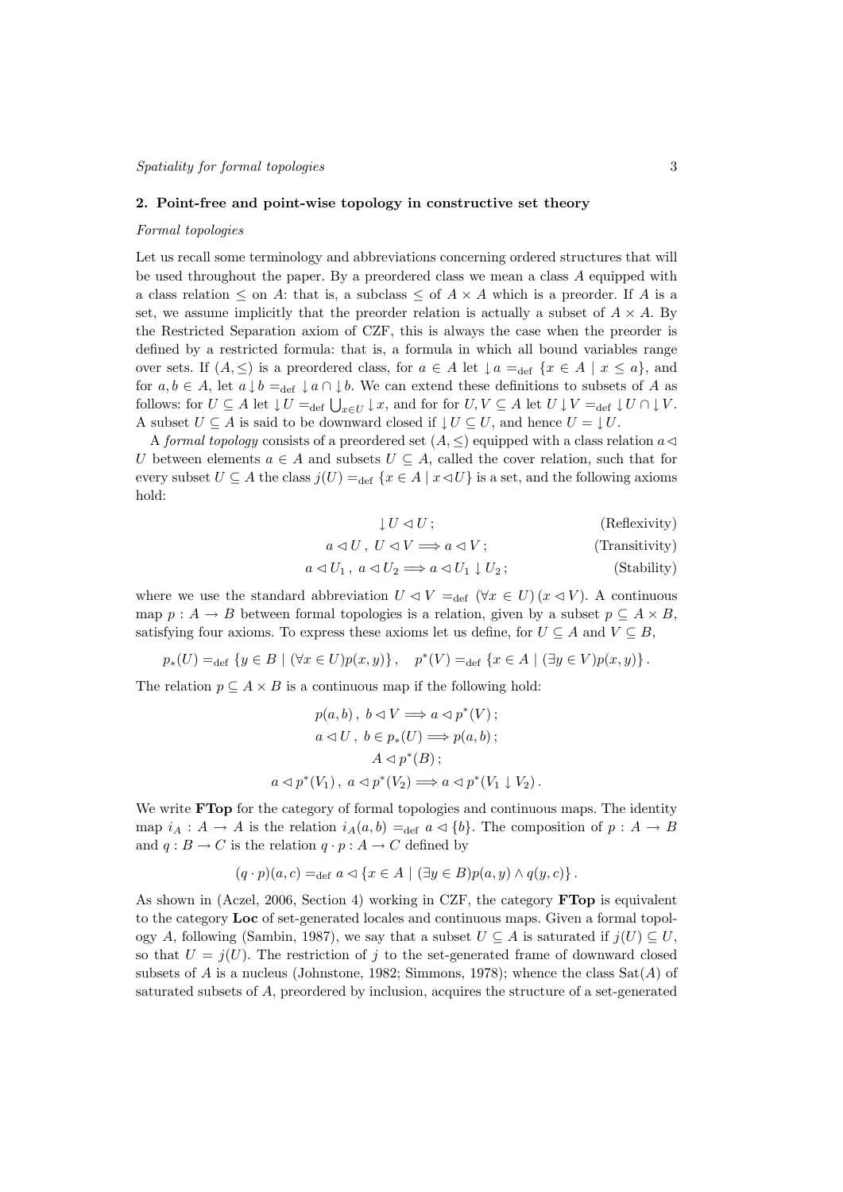## 2. Point-free and point-wise topology in constructive set theory

*Formal topologies*

Let us recall some terminology and abbreviations concerning ordered structures that will be used throughout the paper. By a preordered class we mean a class $A$ equipped with a class relation $\leq$ on $A$: that is, a subclass $\leq$ of $A \times A$ which is a preorder. If $A$ is a set, we assume implicitly that the preorder relation is actually a subset of $A \times A$. By the Restricted Separation axiom of CZF, this is always the case when the preorder is defined by a restricted formula: that is, a formula in which all bound variables range over sets. If $(A, \leq)$ is a preordered class, for $a \in A$ let $\downarrow a =_{\text{def}} \{x \in A \mid x \leq a\}$, and for $a, b \in A$, let $a \downarrow b =_{\text{def}} \downarrow a \cap \downarrow b$. We can extend these definitions to subsets of $A$ as follows: for $U \subseteq A$ let $\downarrow U =_{\text{def}} \bigcup_{x \in U} \downarrow x$, and for for $U, V \subseteq A$ let $U \downarrow V =_{\text{def}} \downarrow U \cap \downarrow V$. A subset $U \subseteq A$ is said to be downward closed if $\downarrow U \subseteq U$, and hence $U = \downarrow U$.

A *formal topology* consists of a preordered set $(A, \leq)$ equipped with a class relation $a \lhd U$ between elements $a \in A$ and subsets $U \subseteq A$, called the cover relation, such that for every subset $U \subseteq A$ the class $j(U) =_{\text{def}} \{x \in A \mid x \lhd U\}$ is a set, and the following axioms hold:

$$\downarrow U \lhd U\,; \qquad \text{(Reflexivity)}$$

$$a \lhd U\,,\ U \lhd V \Longrightarrow a \lhd V\,; \qquad \text{(Transitivity)}$$

$$a \lhd U_1\,,\ a \lhd U_2 \Longrightarrow a \lhd U_1 \downarrow U_2\,; \qquad \text{(Stability)}$$

where we use the standard abbreviation $U \lhd V =_{\text{def}} (\forall x \in U)\,(x \lhd V)$. A continuous map $p : A \to B$ between formal topologies is a relation, given by a subset $p \subseteq A \times B$, satisfying four axioms. To express these axioms let us define, for $U \subseteq A$ and $V \subseteq B$,

$$p_*(U) =_{\text{def}} \{y \in B \mid (\forall x \in U) p(x, y)\}\,, \quad p^*(V) =_{\text{def}} \{x \in A \mid (\exists y \in V) p(x, y)\}\,.$$

The relation $p \subseteq A \times B$ is a continuous map if the following hold:

$$p(a, b)\,,\ b \lhd V \Longrightarrow a \lhd p^*(V)\,;$$

$$a \lhd U\,,\ b \in p_*(U) \Longrightarrow p(a, b)\,;$$

$$A \lhd p^*(B)\,;$$

$$a \lhd p^*(V_1)\,,\ a \lhd p^*(V_2) \Longrightarrow a \lhd p^*(V_1 \downarrow V_2)\,.$$

We write **FTop** for the category of formal topologies and continuous maps. The identity map $i_A : A \to A$ is the relation $i_A(a, b) =_{\text{def}} a \lhd \{b\}$. The composition of $p : A \to B$ and $q : B \to C$ is the relation $q \cdot p : A \to C$ defined by

$$(q \cdot p)(a, c) =_{\text{def}} a \lhd \{x \in A \mid (\exists y \in B) p(a, y) \wedge q(y, c)\}\,.$$

As shown in (Aczel, 2006, Section 4) working in CZF, the category **FTop** is equivalent to the category **Loc** of set-generated locales and continuous maps. Given a formal topology $A$, following (Sambin, 1987), we say that a subset $U \subseteq A$ is saturated if $j(U) \subseteq U$, so that $U = j(U)$. The restriction of $j$ to the set-generated frame of downward closed subsets of $A$ is a nucleus (Johnstone, 1982; Simmons, 1978); whence the class $\mathrm{Sat}(A)$ of saturated subsets of $A$, preordered by inclusion, acquires the structure of a set-generated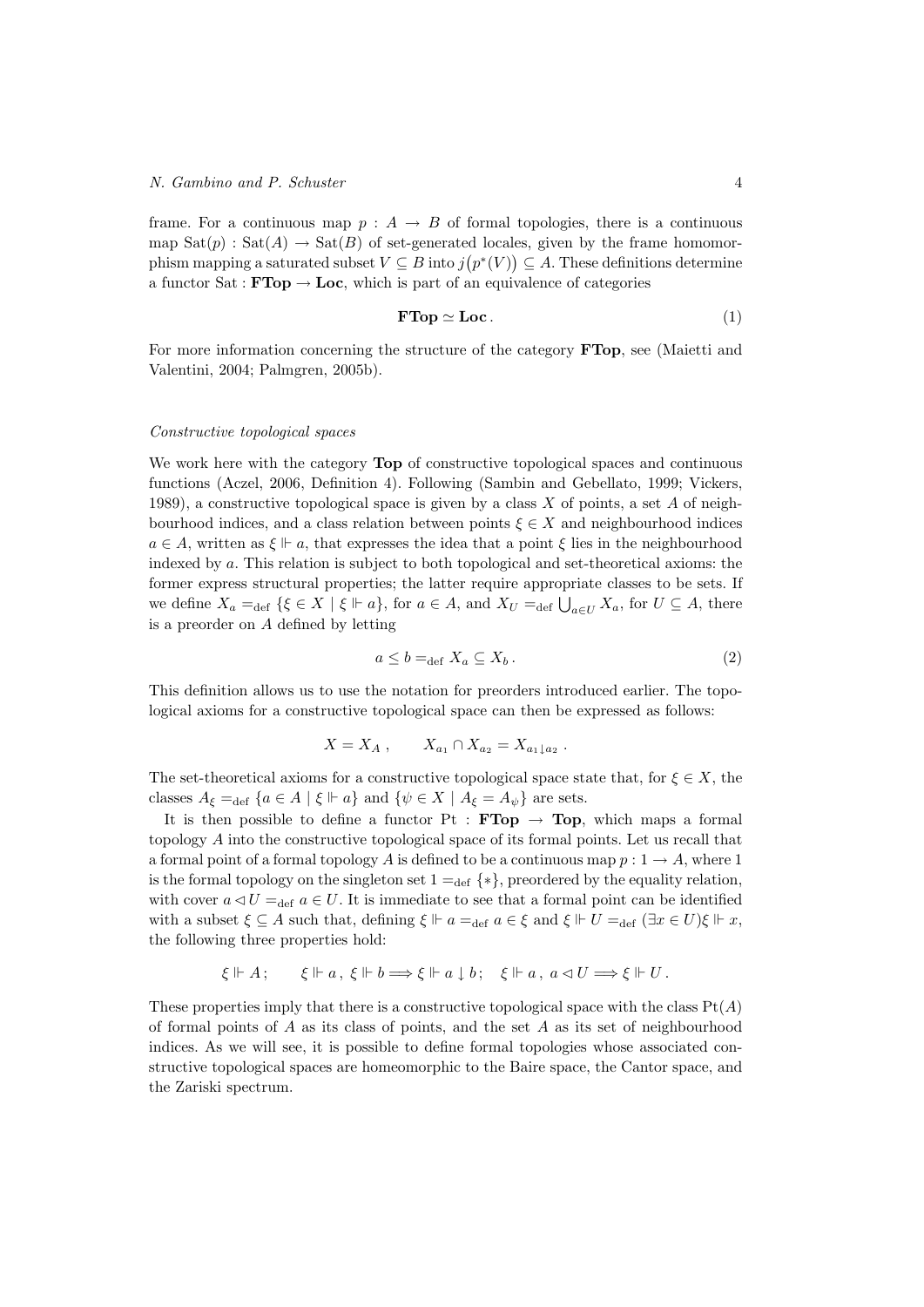frame. For a continuous map $p : A \to B$ of formal topologies, there is a continuous map $\mathrm{Sat}(p) : \mathrm{Sat}(A) \to \mathrm{Sat}(B)$ of set-generated locales, given by the frame homomorphism mapping a saturated subset $V \subseteq B$ into $j\big(p^*(V)\big) \subseteq A$. These definitions determine a functor $\mathrm{Sat} : \mathbf{FTop} \to \mathbf{Loc}$, which is part of an equivalence of categories

$$\mathbf{FTop} \simeq \mathbf{Loc}\,. \tag{1}$$

For more information concerning the structure of the category **FTop**, see (Maietti and Valentini, 2004; Palmgren, 2005b).

*Constructive topological spaces*

We work here with the category **Top** of constructive topological spaces and continuous functions (Aczel, 2006, Definition 4). Following (Sambin and Gebellato, 1999; Vickers, 1989), a constructive topological space is given by a class $X$ of points, a set $A$ of neighbourhood indices, and a class relation between points $\xi \in X$ and neighbourhood indices $a \in A$, written as $\xi \Vdash a$, that expresses the idea that a point $\xi$ lies in the neighbourhood indexed by $a$. This relation is subject to both topological and set-theoretical axioms: the former express structural properties; the latter require appropriate classes to be sets. If we define $X_a =_{\mathrm{def}} \{\xi \in X \mid \xi \Vdash a\}$, for $a \in A$, and $X_U =_{\mathrm{def}} \bigcup_{a \in U} X_a$, for $U \subseteq A$, there is a preorder on $A$ defined by letting

$$a \leq b =_{\mathrm{def}} X_a \subseteq X_b\,. \tag{2}$$

This definition allows us to use the notation for preorders introduced earlier. The topological axioms for a constructive topological space can then be expressed as follows:

$$X = X_A\,, \qquad X_{a_1} \cap X_{a_2} = X_{a_1 \downarrow a_2}\,.$$

The set-theoretical axioms for a constructive topological space state that, for $\xi \in X$, the classes $A_\xi =_{\mathrm{def}} \{a \in A \mid \xi \Vdash a\}$ and $\{\psi \in X \mid A_\xi = A_\psi\}$ are sets.

It is then possible to define a functor $\mathrm{Pt} : \mathbf{FTop} \to \mathbf{Top}$, which maps a formal topology $A$ into the constructive topological space of its formal points. Let us recall that a formal point of a formal topology $A$ is defined to be a continuous map $p : 1 \to A$, where $1$ is the formal topology on the singleton set $1 =_{\mathrm{def}} \{*\}$, preordered by the equality relation, with cover $a \lhd U =_{\mathrm{def}} a \in U$. It is immediate to see that a formal point can be identified with a subset $\xi \subseteq A$ such that, defining $\xi \Vdash a =_{\mathrm{def}} a \in \xi$ and $\xi \Vdash U =_{\mathrm{def}} (\exists x \in U)\xi \Vdash x$, the following three properties hold:

$$\xi \Vdash A\,; \qquad \xi \Vdash a\,,\ \xi \Vdash b \Longrightarrow \xi \Vdash a \downarrow b\,; \quad \xi \Vdash a\,,\ a \lhd U \Longrightarrow \xi \Vdash U\,.$$

These properties imply that there is a constructive topological space with the class $\mathrm{Pt}(A)$ of formal points of $A$ as its class of points, and the set $A$ as its set of neighbourhood indices. As we will see, it is possible to define formal topologies whose associated constructive topological spaces are homeomorphic to the Baire space, the Cantor space, and the Zariski spectrum.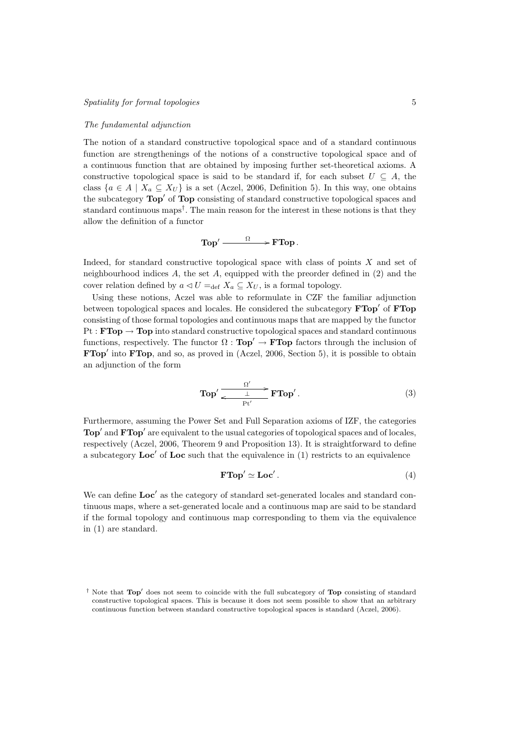*The fundamental adjunction*

The notion of a standard constructive topological space and of a standard continuous function are strengthenings of the notions of a constructive topological space and of a continuous function that are obtained by imposing further set-theoretical axioms. A constructive topological space is said to be standard if, for each subset $U \subseteq A$, the class $\{a \in A \mid X_a \subseteq X_U\}$ is a set (Aczel, 2006, Definition 5). In this way, one obtains the subcategory $\mathbf{Top}'$ of $\mathbf{Top}$ consisting of standard constructive topological spaces and standard continuous maps[†]. The main reason for the interest in these notions is that they allow the definition of a functor

$$\mathbf{Top}' \xrightarrow{\quad \Omega \quad} \mathbf{FTop}\,.$$

Indeed, for standard constructive topological space with class of points $X$ and set of neighbourhood indices $A$, the set $A$, equipped with the preorder defined in (2) and the cover relation defined by $a \lhd U =_{\mathrm{def}} X_a \subseteq X_U$, is a formal topology.

Using these notions, Aczel was able to reformulate in CZF the familiar adjunction between topological spaces and locales. He considered the subcategory $\mathbf{FTop}'$ of $\mathbf{FTop}$ consisting of those formal topologies and continuous maps that are mapped by the functor $\mathrm{Pt} : \mathbf{FTop} \to \mathbf{Top}$ into standard constructive topological spaces and standard continuous functions, respectively. The functor $\Omega : \mathbf{Top}' \to \mathbf{FTop}$ factors through the inclusion of $\mathbf{FTop}'$ into $\mathbf{FTop}$, and so, as proved in (Aczel, 2006, Section 5), it is possible to obtain an adjunction of the form

$$\mathbf{Top}' \underset{\mathrm{Pt}'}{\overset{\Omega'}{\underset{\bot}{\rightleftarrows}}} \mathbf{FTop}'\,. \tag{3}$$

Furthermore, assuming the Power Set and Full Separation axioms of IZF, the categories $\mathbf{Top}'$ and $\mathbf{FTop}'$ are equivalent to the usual categories of topological spaces and of locales, respectively (Aczel, 2006, Theorem 9 and Proposition 13). It is straightforward to define a subcategory $\mathbf{Loc}'$ of $\mathbf{Loc}$ such that the equivalence in (1) restricts to an equivalence

$$\mathbf{FTop}' \simeq \mathbf{Loc}'\,. \tag{4}$$

We can define $\mathbf{Loc}'$ as the category of standard set-generated locales and standard continuous maps, where a set-generated locale and a continuous map are said to be standard if the formal topology and continuous map corresponding to them via the equivalence in (1) are standard.

[†] Note that $\mathbf{Top}'$ does not seem to coincide with the full subcategory of $\mathbf{Top}$ consisting of standard constructive topological spaces. This is because it does not seem possible to show that an arbitrary continuous function between standard constructive topological spaces is standard (Aczel, 2006).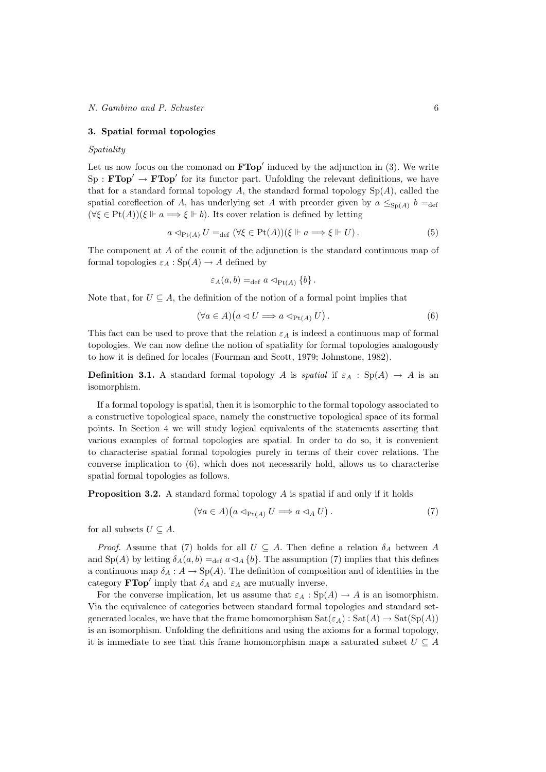## 3. Spatial formal topologies

*Spatiality*

Let us now focus on the comonad on $\mathbf{FTop}'$ induced by the adjunction in (3). We write $\mathrm{Sp} : \mathbf{FTop}' \to \mathbf{FTop}'$ for its functor part. Unfolding the relevant definitions, we have that for a standard formal topology $A$, the standard formal topology $\mathrm{Sp}(A)$, called the spatial coreflection of $A$, has underlying set $A$ with preorder given by $a \leq_{\mathrm{Sp}(A)} b =_{\mathrm{def}} (\forall \xi \in \mathrm{Pt}(A))(\xi \Vdash a \Longrightarrow \xi \Vdash b)$. Its cover relation is defined by letting

$$a \lhd_{\mathrm{Pt}(A)} U =_{\mathrm{def}} (\forall \xi \in \mathrm{Pt}(A))(\xi \Vdash a \Longrightarrow \xi \Vdash U) \,. \tag{5}$$

The component at $A$ of the counit of the adjunction is the standard continuous map of formal topologies $\varepsilon_A : \mathrm{Sp}(A) \to A$ defined by

$$\varepsilon_A(a, b) =_{\mathrm{def}} a \lhd_{\mathrm{Pt}(A)} \{b\} \,.$$

Note that, for $U \subseteq A$, the definition of the notion of a formal point implies that

$$(\forall a \in A)\big(a \lhd U \Longrightarrow a \lhd_{\mathrm{Pt}(A)} U\big) \,. \tag{6}$$

This fact can be used to prove that the relation $\varepsilon_A$ is indeed a continuous map of formal topologies. We can now define the notion of spatiality for formal topologies analogously to how it is defined for locales (Fourman and Scott, 1979; Johnstone, 1982).

**Definition 3.1.** A standard formal topology $A$ is *spatial* if $\varepsilon_A : \mathrm{Sp}(A) \to A$ is an isomorphism.

If a formal topology is spatial, then it is isomorphic to the formal topology associated to a constructive topological space, namely the constructive topological space of its formal points. In Section 4 we will study logical equivalents of the statements asserting that various examples of formal topologies are spatial. In order to do so, it is convenient to characterise spatial formal topologies purely in terms of their cover relations. The converse implication to (6), which does not necessarily hold, allows us to characterise spatial formal topologies as follows.

**Proposition 3.2.** A standard formal topology $A$ is spatial if and only if it holds

$$(\forall a \in A)\big(a \lhd_{\mathrm{Pt}(A)} U \Longrightarrow a \lhd_A U\big) \,. \tag{7}$$

for all subsets $U \subseteq A$.

*Proof.* Assume that (7) holds for all $U \subseteq A$. Then define a relation $\delta_A$ between $A$ and $\mathrm{Sp}(A)$ by letting $\delta_A(a, b) =_{\mathrm{def}} a \lhd_A \{b\}$. The assumption (7) implies that this defines a continuous map $\delta_A : A \to \mathrm{Sp}(A)$. The definition of composition and of identities in the category $\mathbf{FTop}'$ imply that $\delta_A$ and $\varepsilon_A$ are mutually inverse.

For the converse implication, let us assume that $\varepsilon_A : \mathrm{Sp}(A) \to A$ is an isomorphism. Via the equivalence of categories between standard formal topologies and standard set-generated locales, we have that the frame homomorphism $\mathrm{Sat}(\varepsilon_A) : \mathrm{Sat}(A) \to \mathrm{Sat}(\mathrm{Sp}(A))$ is an isomorphism. Unfolding the definitions and using the axioms for a formal topology, it is immediate to see that this frame homomorphism maps a saturated subset $U \subseteq A$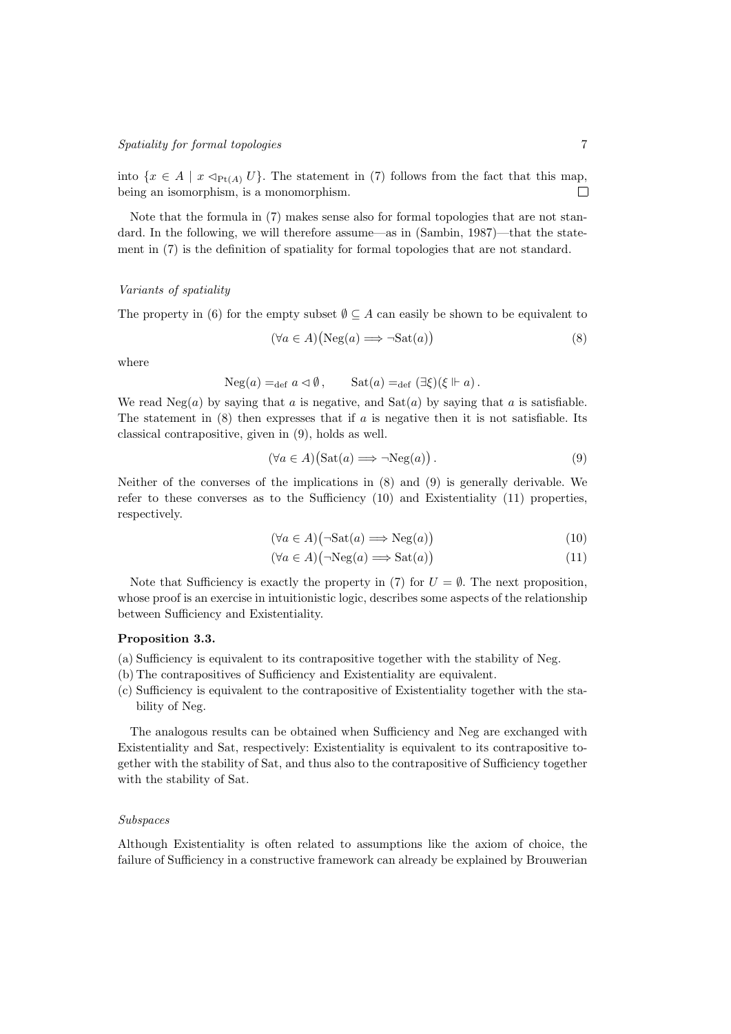into $\{x \in A \mid x \lhd_{\mathrm{Pt}(A)} U\}$. The statement in (7) follows from the fact that this map, being an isomorphism, is a monomorphism. □

Note that the formula in (7) makes sense also for formal topologies that are not standard. In the following, we will therefore assume—as in (Sambin, 1987)—that the statement in (7) is the definition of spatiality for formal topologies that are not standard.

### *Variants of spatiality*

The property in (6) for the empty subset $\emptyset \subseteq A$ can easily be shown to be equivalent to

$$(\forall a \in A)\big(\mathrm{Neg}(a) \Longrightarrow \neg\mathrm{Sat}(a)\big) \tag{8}$$

where

$$\mathrm{Neg}(a) =_{\mathrm{def}} a \lhd \emptyset\,, \qquad \mathrm{Sat}(a) =_{\mathrm{def}} (\exists \xi)(\xi \Vdash a)\,.$$

We read $\mathrm{Neg}(a)$ by saying that $a$ is negative, and $\mathrm{Sat}(a)$ by saying that $a$ is satisfiable. The statement in (8) then expresses that if $a$ is negative then it is not satisfiable. Its classical contrapositive, given in (9), holds as well.

$$(\forall a \in A)\big(\mathrm{Sat}(a) \Longrightarrow \neg\mathrm{Neg}(a)\big)\,. \tag{9}$$

Neither of the converses of the implications in (8) and (9) is generally derivable. We refer to these converses as to the Sufficiency (10) and Existentiality (11) properties, respectively.

$$(\forall a \in A)\big(\neg\mathrm{Sat}(a) \Longrightarrow \mathrm{Neg}(a)\big) \tag{10}$$

$$(\forall a \in A)\big(\neg\mathrm{Neg}(a) \Longrightarrow \mathrm{Sat}(a)\big) \tag{11}$$

Note that Sufficiency is exactly the property in (7) for $U = \emptyset$. The next proposition, whose proof is an exercise in intuitionistic logic, describes some aspects of the relationship between Sufficiency and Existentiality.

**Proposition 3.3.**

(a) Sufficiency is equivalent to its contrapositive together with the stability of Neg.

(b) The contrapositives of Sufficiency and Existentiality are equivalent.

(c) Sufficiency is equivalent to the contrapositive of Existentiality together with the stability of Neg.

The analogous results can be obtained when Sufficiency and Neg are exchanged with Existentiality and Sat, respectively: Existentiality is equivalent to its contrapositive together with the stability of Sat, and thus also to the contrapositive of Sufficiency together with the stability of Sat.

### *Subspaces*

Although Existentiality is often related to assumptions like the axiom of choice, the failure of Sufficiency in a constructive framework can already be explained by Brouwerian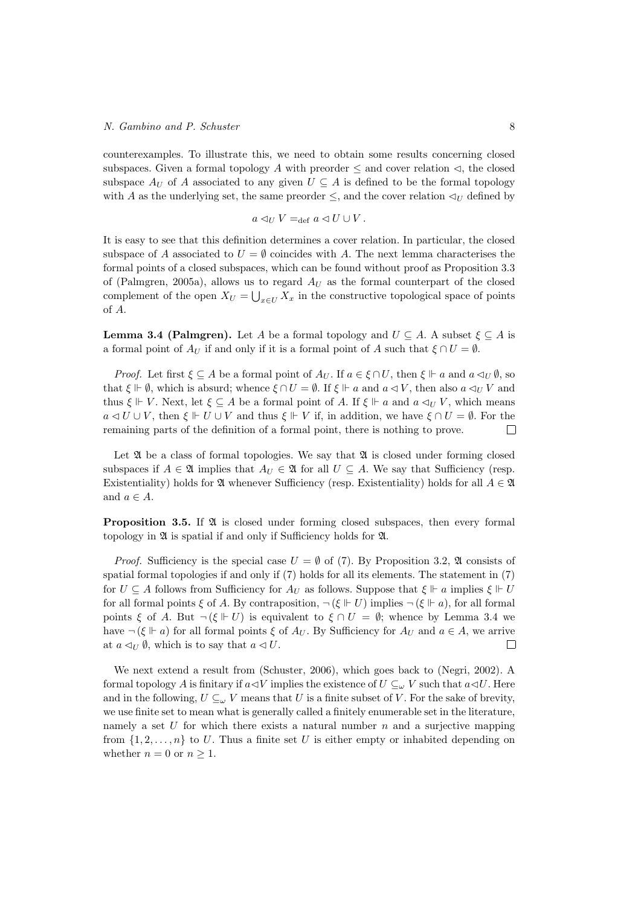counterexamples. To illustrate this, we need to obtain some results concerning closed subspaces. Given a formal topology $A$ with preorder $\leq$ and cover relation $\lhd$, the closed subspace $A_U$ of $A$ associated to any given $U \subseteq A$ is defined to be the formal topology with $A$ as the underlying set, the same preorder $\leq$, and the cover relation $\lhd_U$ defined by

$$a \lhd_U V =_{\text{def}} a \lhd U \cup V \,.$$

It is easy to see that this definition determines a cover relation. In particular, the closed subspace of $A$ associated to $U = \emptyset$ coincides with $A$. The next lemma characterises the formal points of a closed subspaces, which can be found without proof as Proposition 3.3 of (Palmgren, 2005a), allows us to regard $A_U$ as the formal counterpart of the closed complement of the open $X_U = \bigcup_{x \in U} X_x$ in the constructive topological space of points of $A$.

**Lemma 3.4 (Palmgren).** Let $A$ be a formal topology and $U \subseteq A$. A subset $\xi \subseteq A$ is a formal point of $A_U$ if and only if it is a formal point of $A$ such that $\xi \cap U = \emptyset$.

*Proof.* Let first $\xi \subseteq A$ be a formal point of $A_U$. If $a \in \xi \cap U$, then $\xi \Vdash a$ and $a \lhd_U \emptyset$, so that $\xi \Vdash \emptyset$, which is absurd; whence $\xi \cap U = \emptyset$. If $\xi \Vdash a$ and $a \lhd V$, then also $a \lhd_U V$ and thus $\xi \Vdash V$. Next, let $\xi \subseteq A$ be a formal point of $A$. If $\xi \Vdash a$ and $a \lhd_U V$, which means $a \lhd U \cup V$, then $\xi \Vdash U \cup V$ and thus $\xi \Vdash V$ if, in addition, we have $\xi \cap U = \emptyset$. For the remaining parts of the definition of a formal point, there is nothing to prove. $\square$

Let $\mathfrak{A}$ be a class of formal topologies. We say that $\mathfrak{A}$ is closed under forming closed subspaces if $A \in \mathfrak{A}$ implies that $A_U \in \mathfrak{A}$ for all $U \subseteq A$. We say that Sufficiency (resp. Existentiality) holds for $\mathfrak{A}$ whenever Sufficiency (resp. Existentiality) holds for all $A \in \mathfrak{A}$ and $a \in A$.

**Proposition 3.5.** If $\mathfrak{A}$ is closed under forming closed subspaces, then every formal topology in $\mathfrak{A}$ is spatial if and only if Sufficiency holds for $\mathfrak{A}$.

*Proof.* Sufficiency is the special case $U = \emptyset$ of (7). By Proposition 3.2, $\mathfrak{A}$ consists of spatial formal topologies if and only if (7) holds for all its elements. The statement in (7) for $U \subseteq A$ follows from Sufficiency for $A_U$ as follows. Suppose that $\xi \Vdash a$ implies $\xi \Vdash U$ for all formal points $\xi$ of $A$. By contraposition, $\neg(\xi \Vdash U)$ implies $\neg(\xi \Vdash a)$, for all formal points $\xi$ of $A$. But $\neg(\xi \Vdash U)$ is equivalent to $\xi \cap U = \emptyset$; whence by Lemma 3.4 we have $\neg(\xi \Vdash a)$ for all formal points $\xi$ of $A_U$. By Sufficiency for $A_U$ and $a \in A$, we arrive at $a \lhd_U \emptyset$, which is to say that $a \lhd U$. $\square$

We next extend a result from (Schuster, 2006), which goes back to (Negri, 2002). A formal topology $A$ is finitary if $a \lhd V$ implies the existence of $U \subseteq_\omega V$ such that $a \lhd U$. Here and in the following, $U \subseteq_\omega V$ means that $U$ is a finite subset of $V$. For the sake of brevity, we use finite set to mean what is generally called a finitely enumerable set in the literature, namely a set $U$ for which there exists a natural number $n$ and a surjective mapping from $\{1, 2, \ldots, n\}$ to $U$. Thus a finite set $U$ is either empty or inhabited depending on whether $n = 0$ or $n \geq 1$.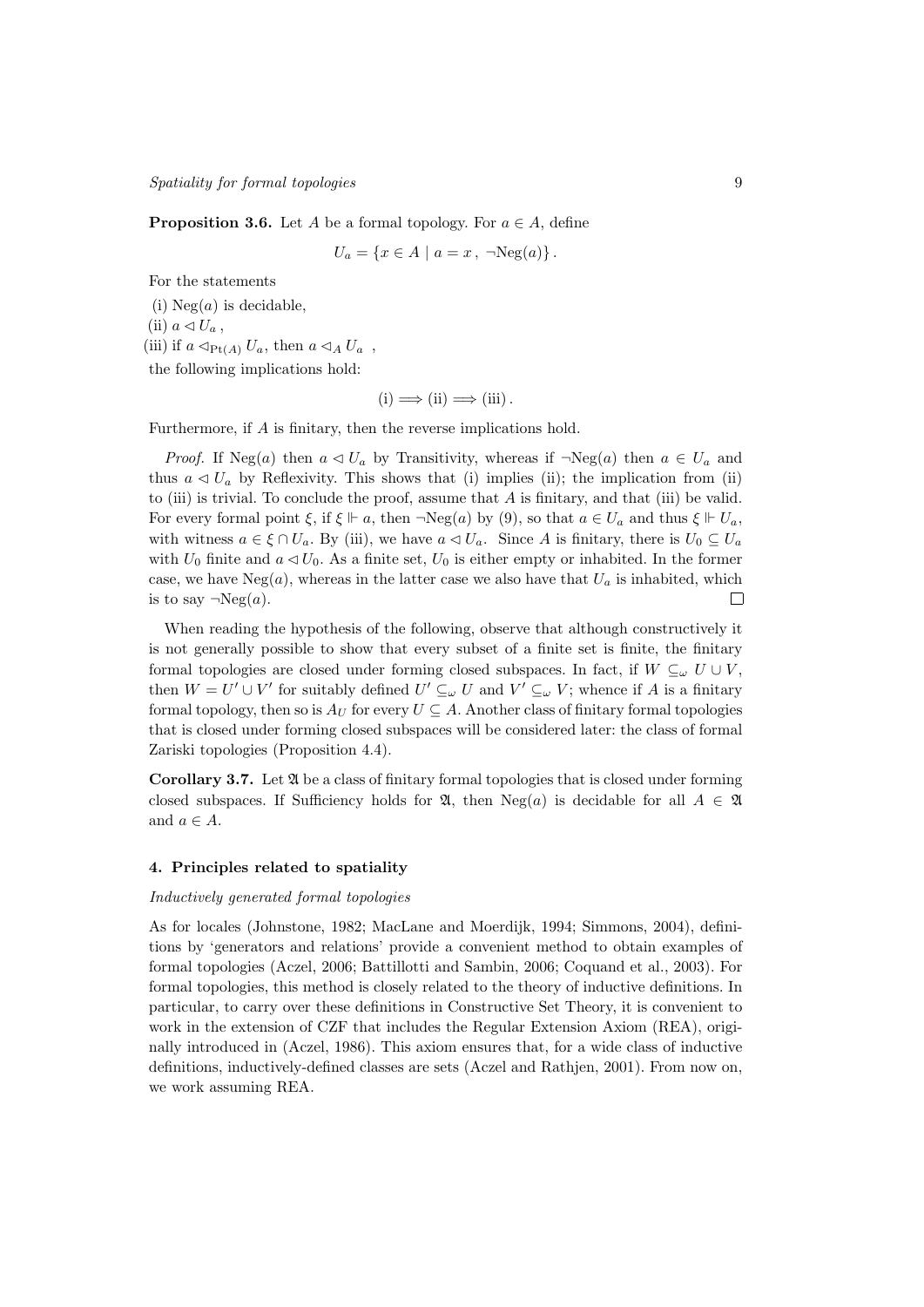**Proposition 3.6.** Let $A$ be a formal topology. For $a \in A$, define

$$U_a = \{x \in A \mid a = x\,,\ \neg\mathrm{Neg}(a)\}\,.$$

For the statements

(i) $\mathrm{Neg}(a)$ is decidable,

(ii) $a \lhd U_a$ ,

(iii) if $a \lhd_{\mathrm{Pt}(A)} U_a$, then $a \lhd_A U_a$ ,

the following implications hold:

$$\text{(i)} \Longrightarrow \text{(ii)} \Longrightarrow \text{(iii)}\,.$$

Furthermore, if $A$ is finitary, then the reverse implications hold.

*Proof.* If $\mathrm{Neg}(a)$ then $a \lhd U_a$ by Transitivity, whereas if $\neg\mathrm{Neg}(a)$ then $a \in U_a$ and thus $a \lhd U_a$ by Reflexivity. This shows that (i) implies (ii); the implication from (ii) to (iii) is trivial. To conclude the proof, assume that $A$ is finitary, and that (iii) be valid. For every formal point $\xi$, if $\xi \Vdash a$, then $\neg\mathrm{Neg}(a)$ by (9), so that $a \in U_a$ and thus $\xi \Vdash U_a$, with witness $a \in \xi \cap U_a$. By (iii), we have $a \lhd U_a$. Since $A$ is finitary, there is $U_0 \subseteq U_a$ with $U_0$ finite and $a \lhd U_0$. As a finite set, $U_0$ is either empty or inhabited. In the former case, we have $\mathrm{Neg}(a)$, whereas in the latter case we also have that $U_a$ is inhabited, which is to say $\neg\mathrm{Neg}(a)$. □

When reading the hypothesis of the following, observe that although constructively it is not generally possible to show that every subset of a finite set is finite, the finitary formal topologies are closed under forming closed subspaces. In fact, if $W \subseteq_\omega U \cup V$, then $W = U' \cup V'$ for suitably defined $U' \subseteq_\omega U$ and $V' \subseteq_\omega V$; whence if $A$ is a finitary formal topology, then so is $A_U$ for every $U \subseteq A$. Another class of finitary formal topologies that is closed under forming closed subspaces will be considered later: the class of formal Zariski topologies (Proposition 4.4).

**Corollary 3.7.** Let $\mathfrak{A}$ be a class of finitary formal topologies that is closed under forming closed subspaces. If Sufficiency holds for $\mathfrak{A}$, then $\mathrm{Neg}(a)$ is decidable for all $A \in \mathfrak{A}$ and $a \in A$.

## 4. Principles related to spatiality

### *Inductively generated formal topologies*

As for locales (Johnstone, 1982; MacLane and Moerdijk, 1994; Simmons, 2004), definitions by 'generators and relations' provide a convenient method to obtain examples of formal topologies (Aczel, 2006; Battillotti and Sambin, 2006; Coquand et al., 2003). For formal topologies, this method is closely related to the theory of inductive definitions. In particular, to carry over these definitions in Constructive Set Theory, it is convenient to work in the extension of CZF that includes the Regular Extension Axiom (REA), originally introduced in (Aczel, 1986). This axiom ensures that, for a wide class of inductive definitions, inductively-defined classes are sets (Aczel and Rathjen, 2001). From now on, we work assuming REA.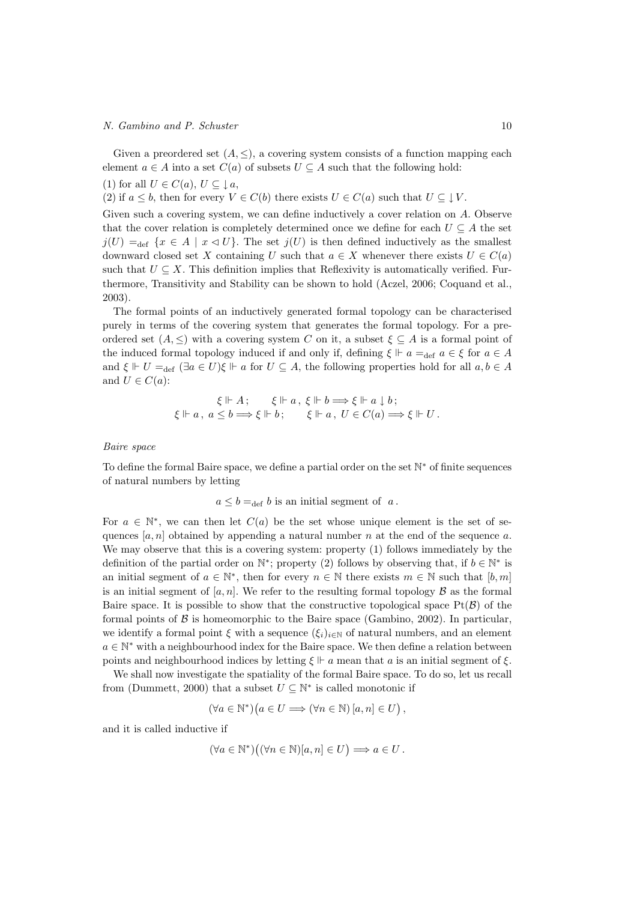Given a preordered set $(A, \leq)$, a covering system consists of a function mapping each element $a \in A$ into a set $C(a)$ of subsets $U \subseteq A$ such that the following hold:

(1) for all $U \in C(a)$, $U \subseteq {\downarrow} a$,

(2) if $a \leq b$, then for every $V \in C(b)$ there exists $U \in C(a)$ such that $U \subseteq {\downarrow} V$.

Given such a covering system, we can define inductively a cover relation on $A$. Observe that the cover relation is completely determined once we define for each $U \subseteq A$ the set $j(U) =_{\text{def}} \{x \in A \mid x \lhd U\}$. The set $j(U)$ is then defined inductively as the smallest downward closed set $X$ containing $U$ such that $a \in X$ whenever there exists $U \in C(a)$ such that $U \subseteq X$. This definition implies that Reflexivity is automatically verified. Furthermore, Transitivity and Stability can be shown to hold (Aczel, 2006; Coquand et al., 2003).

The formal points of an inductively generated formal topology can be characterised purely in terms of the covering system that generates the formal topology. For a preordered set $(A, \leq)$ with a covering system $C$ on it, a subset $\xi \subseteq A$ is a formal point of the induced formal topology induced if and only if, defining $\xi \Vdash a =_{\text{def}} a \in \xi$ for $a \in A$ and $\xi \Vdash U =_{\text{def}} (\exists a \in U)\xi \Vdash a$ for $U \subseteq A$, the following properties hold for all $a, b \in A$ and $U \in C(a)$:

$$
\xi \Vdash A\,; \qquad \xi \Vdash a\,,\ \xi \Vdash b \Longrightarrow \xi \Vdash a \downarrow b\,;
$$
$$
\xi \Vdash a\,,\ a \leq b \Longrightarrow \xi \Vdash b\,; \qquad \xi \Vdash a\,,\ U \in C(a) \Longrightarrow \xi \Vdash U\,.
$$

*Baire space*

To define the formal Baire space, we define a partial order on the set $\mathbb{N}^*$ of finite sequences of natural numbers by letting

$$
a \leq b =_{\text{def}} b \text{ is an initial segment of } a\,.
$$

For $a \in \mathbb{N}^*$, we can then let $C(a)$ be the set whose unique element is the set of sequences $[a, n]$ obtained by appending a natural number $n$ at the end of the sequence $a$. We may observe that this is a covering system: property (1) follows immediately by the definition of the partial order on $\mathbb{N}^*$; property (2) follows by observing that, if $b \in \mathbb{N}^*$ is an initial segment of $a \in \mathbb{N}^*$, then for every $n \in \mathbb{N}$ there exists $m \in \mathbb{N}$ such that $[b, m]$ is an initial segment of $[a, n]$. We refer to the resulting formal topology $\mathcal{B}$ as the formal Baire space. It is possible to show that the constructive topological space $\text{Pt}(\mathcal{B})$ of the formal points of $\mathcal{B}$ is homeomorphic to the Baire space (Gambino, 2002). In particular, we identify a formal point $\xi$ with a sequence $(\xi_i)_{i \in \mathbb{N}}$ of natural numbers, and an element $a \in \mathbb{N}^*$ with a neighbourhood index for the Baire space. We then define a relation between points and neighbourhood indices by letting $\xi \Vdash a$ mean that $a$ is an initial segment of $\xi$.

We shall now investigate the spatiality of the formal Baire space. To do so, let us recall from (Dummett, 2000) that a subset $U \subseteq \mathbb{N}^*$ is called monotonic if

$$
(\forall a \in \mathbb{N}^*)\big(a \in U \Longrightarrow (\forall n \in \mathbb{N})\, [a, n] \in U\big)\,,
$$

and it is called inductive if

$$
(\forall a \in \mathbb{N}^*)\big((\forall n \in \mathbb{N})[a, n] \in U\big) \Longrightarrow a \in U\,.
$$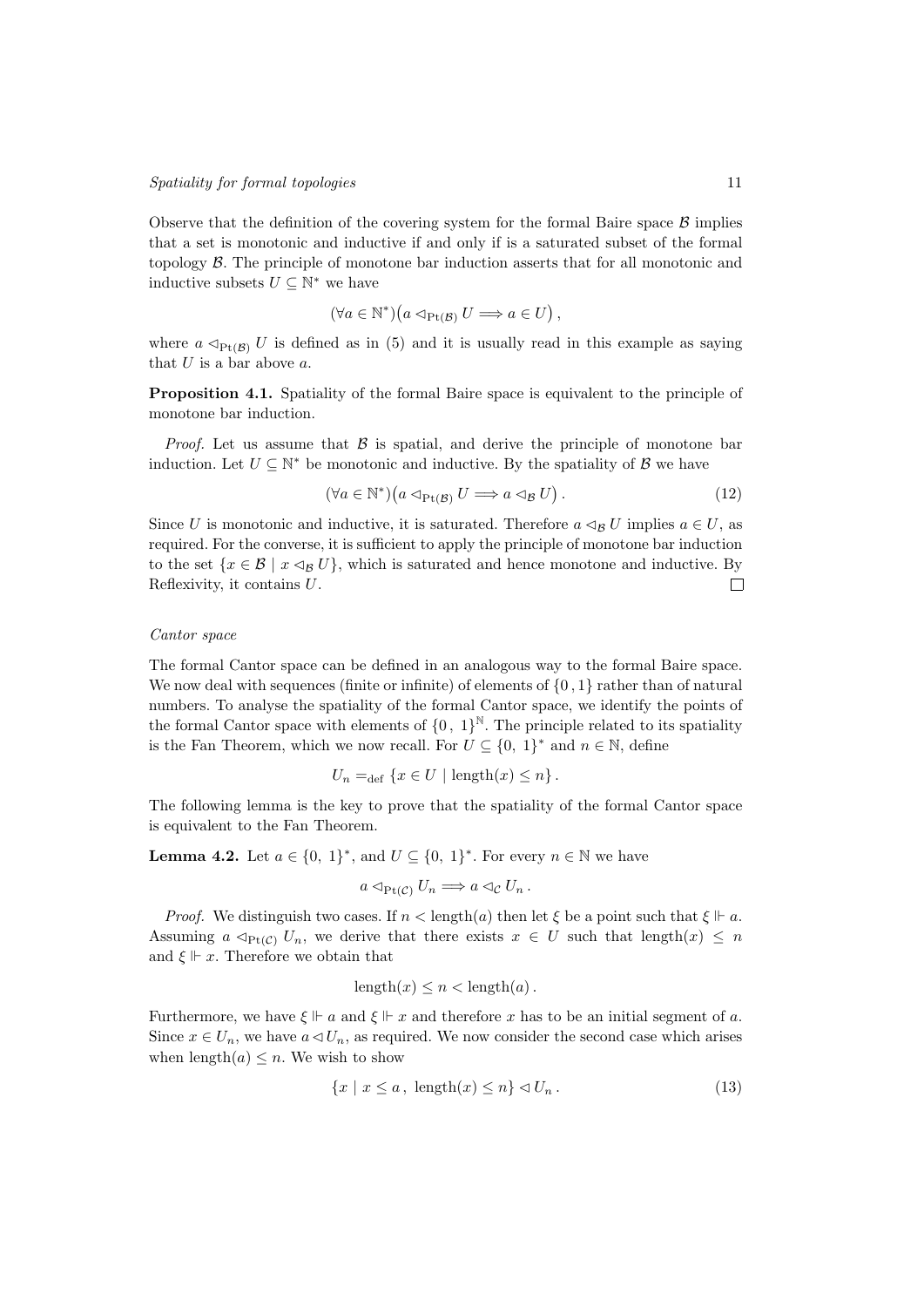Observe that the definition of the covering system for the formal Baire space $\mathcal{B}$ implies that a set is monotonic and inductive if and only if is a saturated subset of the formal topology $\mathcal{B}$. The principle of monotone bar induction asserts that for all monotonic and inductive subsets $U \subseteq \mathbb{N}^*$ we have

$$(\forall a \in \mathbb{N}^*)\big(a \lhd_{\mathrm{Pt}(\mathcal{B})} U \Longrightarrow a \in U\big)\,,$$

where $a \lhd_{\mathrm{Pt}(\mathcal{B})} U$ is defined as in (5) and it is usually read in this example as saying that $U$ is a bar above $a$.

**Proposition 4.1.** Spatiality of the formal Baire space is equivalent to the principle of monotone bar induction.

*Proof.* Let us assume that $\mathcal{B}$ is spatial, and derive the principle of monotone bar induction. Let $U \subseteq \mathbb{N}^*$ be monotonic and inductive. By the spatiality of $\mathcal{B}$ we have

$$(\forall a \in \mathbb{N}^*)\big(a \lhd_{\mathrm{Pt}(\mathcal{B})} U \Longrightarrow a \lhd_{\mathcal{B}} U\big)\,. \tag{12}$$

Since $U$ is monotonic and inductive, it is saturated. Therefore $a \lhd_{\mathcal{B}} U$ implies $a \in U$, as required. For the converse, it is sufficient to apply the principle of monotone bar induction to the set $\{x \in \mathcal{B} \mid x \lhd_{\mathcal{B}} U\}$, which is saturated and hence monotone and inductive. By Reflexivity, it contains $U$. $\square$

*Cantor space*

The formal Cantor space can be defined in an analogous way to the formal Baire space. We now deal with sequences (finite or infinite) of elements of $\{0\,,1\}$ rather than of natural numbers. To analyse the spatiality of the formal Cantor space, we identify the points of the formal Cantor space with elements of $\{0\,,\,1\}^{\mathbb{N}}$. The principle related to its spatiality is the Fan Theorem, which we now recall. For $U \subseteq \{0,\,1\}^*$ and $n \in \mathbb{N}$, define

$$U_n =_{\mathrm{def}} \{x \in U \mid \mathrm{length}(x) \leq n\}\,.$$

The following lemma is the key to prove that the spatiality of the formal Cantor space is equivalent to the Fan Theorem.

**Lemma 4.2.** Let $a \in \{0,\,1\}^*$, and $U \subseteq \{0,\,1\}^*$. For every $n \in \mathbb{N}$ we have

$$a \lhd_{\mathrm{Pt}(\mathcal{C})} U_n \Longrightarrow a \lhd_{\mathcal{C}} U_n\,.$$

*Proof.* We distinguish two cases. If $n < \mathrm{length}(a)$ then let $\xi$ be a point such that $\xi \Vdash a$. Assuming $a \lhd_{\mathrm{Pt}(\mathcal{C})} U_n$, we derive that there exists $x \in U$ such that $\mathrm{length}(x) \leq n$ and $\xi \Vdash x$. Therefore we obtain that

$$\mathrm{length}(x) \leq n < \mathrm{length}(a)\,.$$

Furthermore, we have $\xi \Vdash a$ and $\xi \Vdash x$ and therefore $x$ has to be an initial segment of $a$. Since $x \in U_n$, we have $a \lhd U_n$, as required. We now consider the second case which arises when $\mathrm{length}(a) \leq n$. We wish to show

$$\{x \mid x \leq a\,,\ \mathrm{length}(x) \leq n\} \lhd U_n\,. \tag{13}$$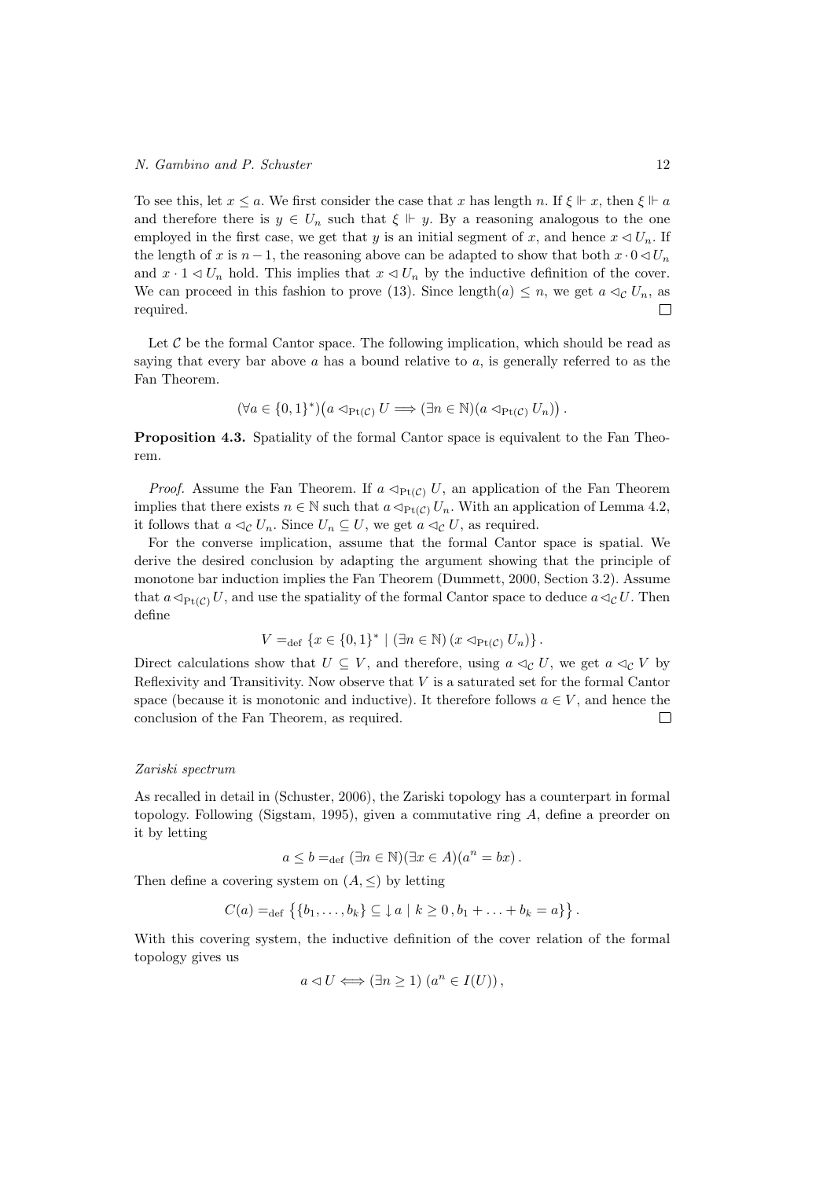To see this, let $x \leq a$. We first consider the case that $x$ has length $n$. If $\xi \Vdash x$, then $\xi \Vdash a$ and therefore there is $y \in U_n$ such that $\xi \Vdash y$. By a reasoning analogous to the one employed in the first case, we get that $y$ is an initial segment of $x$, and hence $x \lhd U_n$. If the length of $x$ is $n-1$, the reasoning above can be adapted to show that both $x \cdot 0 \lhd U_n$ and $x \cdot 1 \lhd U_n$ hold. This implies that $x \lhd U_n$ by the inductive definition of the cover. We can proceed in this fashion to prove (13). Since length$(a) \leq n$, we get $a \lhd_{\mathcal{C}} U_n$, as required. $\square$

Let $\mathcal{C}$ be the formal Cantor space. The following implication, which should be read as saying that every bar above $a$ has a bound relative to $a$, is generally referred to as the Fan Theorem.

$$(\forall a \in \{0,1\}^*)\big(a \lhd_{\mathrm{Pt}(\mathcal{C})} U \Longrightarrow (\exists n \in \mathbb{N})(a \lhd_{\mathrm{Pt}(\mathcal{C})} U_n)\big)\,.$$

**Proposition 4.3.** Spatiality of the formal Cantor space is equivalent to the Fan Theorem.

*Proof.* Assume the Fan Theorem. If $a \lhd_{\mathrm{Pt}(\mathcal{C})} U$, an application of the Fan Theorem implies that there exists $n \in \mathbb{N}$ such that $a \lhd_{\mathrm{Pt}(\mathcal{C})} U_n$. With an application of Lemma 4.2, it follows that $a \lhd_{\mathcal{C}} U_n$. Since $U_n \subseteq U$, we get $a \lhd_{\mathcal{C}} U$, as required.

For the converse implication, assume that the formal Cantor space is spatial. We derive the desired conclusion by adapting the argument showing that the principle of monotone bar induction implies the Fan Theorem (Dummett, 2000, Section 3.2). Assume that $a \lhd_{\mathrm{Pt}(\mathcal{C})} U$, and use the spatiality of the formal Cantor space to deduce $a \lhd_{\mathcal{C}} U$. Then define

$$V =_{\mathrm{def}} \{x \in \{0,1\}^* \mid (\exists n \in \mathbb{N})\,(x \lhd_{\mathrm{Pt}(\mathcal{C})} U_n)\}\,.$$

Direct calculations show that $U \subseteq V$, and therefore, using $a \lhd_{\mathcal{C}} U$, we get $a \lhd_{\mathcal{C}} V$ by Reflexivity and Transitivity. Now observe that $V$ is a saturated set for the formal Cantor space (because it is monotonic and inductive). It therefore follows $a \in V$, and hence the conclusion of the Fan Theorem, as required. $\square$

*Zariski spectrum*

As recalled in detail in (Schuster, 2006), the Zariski topology has a counterpart in formal topology. Following (Sigstam, 1995), given a commutative ring $A$, define a preorder on it by letting

$$a \leq b =_{\mathrm{def}} (\exists n \in \mathbb{N})(\exists x \in A)(a^n = bx)\,.$$

Then define a covering system on $(A, \leq)$ by letting

$$C(a) =_{\mathrm{def}} \big\{\{b_1, \ldots, b_k\} \subseteq \downarrow a \mid k \geq 0\,, b_1 + \ldots + b_k = a\big\}\,.$$

With this covering system, the inductive definition of the cover relation of the formal topology gives us

$$a \lhd U \Longleftrightarrow (\exists n \geq 1)\;(a^n \in I(U))\,,$$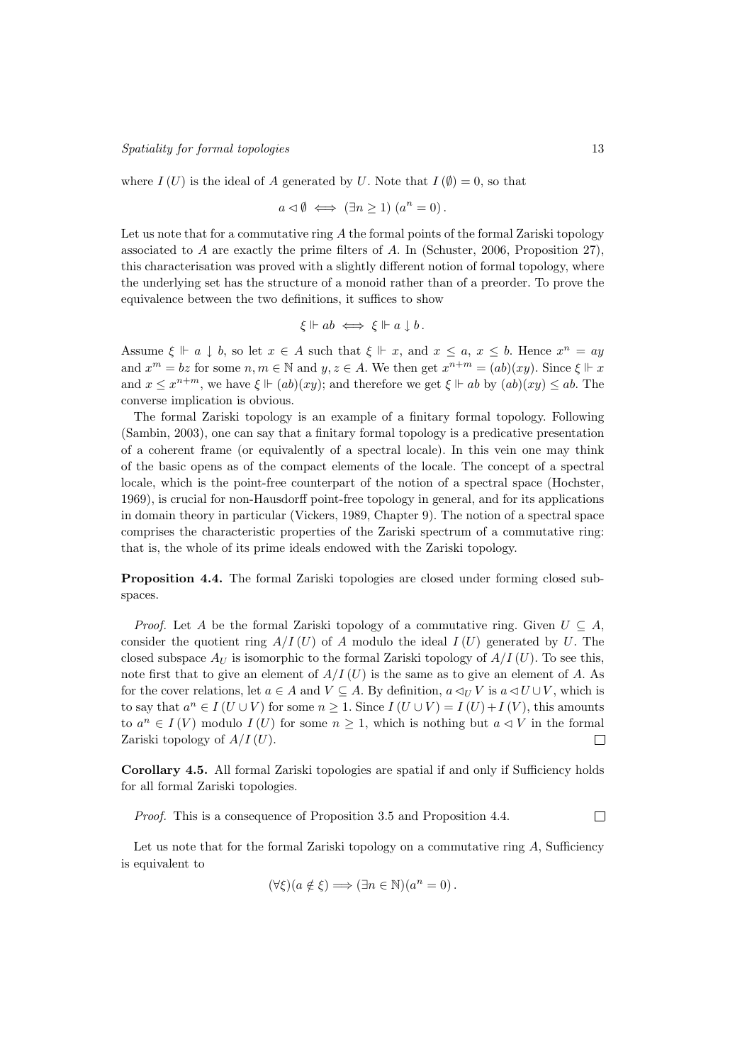where $I(U)$ is the ideal of $A$ generated by $U$. Note that $I(\emptyset) = 0$, so that

$$a \lhd \emptyset \iff (\exists n \geq 1)\ (a^n = 0)\,.$$

Let us note that for a commutative ring $A$ the formal points of the formal Zariski topology associated to $A$ are exactly the prime filters of $A$. In (Schuster, 2006, Proposition 27), this characterisation was proved with a slightly different notion of formal topology, where the underlying set has the structure of a monoid rather than of a preorder. To prove the equivalence between the two definitions, it suffices to show

$$\xi \Vdash ab \iff \xi \Vdash a \downarrow b\,.$$

Assume $\xi \Vdash a \downarrow b$, so let $x \in A$ such that $\xi \Vdash x$, and $x \leq a$, $x \leq b$. Hence $x^n = ay$ and $x^m = bz$ for some $n, m \in \mathbb{N}$ and $y, z \in A$. We then get $x^{n+m} = (ab)(xy)$. Since $\xi \Vdash x$ and $x \leq x^{n+m}$, we have $\xi \Vdash (ab)(xy)$; and therefore we get $\xi \Vdash ab$ by $(ab)(xy) \leq ab$. The converse implication is obvious.

The formal Zariski topology is an example of a finitary formal topology. Following (Sambin, 2003), one can say that a finitary formal topology is a predicative presentation of a coherent frame (or equivalently of a spectral locale). In this vein one may think of the basic opens as of the compact elements of the locale. The concept of a spectral locale, which is the point-free counterpart of the notion of a spectral space (Hochster, 1969), is crucial for non-Hausdorff point-free topology in general, and for its applications in domain theory in particular (Vickers, 1989, Chapter 9). The notion of a spectral space comprises the characteristic properties of the Zariski spectrum of a commutative ring: that is, the whole of its prime ideals endowed with the Zariski topology.

**Proposition 4.4.** The formal Zariski topologies are closed under forming closed subspaces.

*Proof.* Let $A$ be the formal Zariski topology of a commutative ring. Given $U \subseteq A$, consider the quotient ring $A/I(U)$ of $A$ modulo the ideal $I(U)$ generated by $U$. The closed subspace $A_U$ is isomorphic to the formal Zariski topology of $A/I(U)$. To see this, note first that to give an element of $A/I(U)$ is the same as to give an element of $A$. As for the cover relations, let $a \in A$ and $V \subseteq A$. By definition, $a \lhd_U V$ is $a \lhd U \cup V$, which is to say that $a^n \in I(U \cup V)$ for some $n \geq 1$. Since $I(U \cup V) = I(U) + I(V)$, this amounts to $a^n \in I(V)$ modulo $I(U)$ for some $n \geq 1$, which is nothing but $a \lhd V$ in the formal Zariski topology of $A/I(U)$. $\square$

**Corollary 4.5.** All formal Zariski topologies are spatial if and only if Sufficiency holds for all formal Zariski topologies.

*Proof.* This is a consequence of Proposition 3.5 and Proposition 4.4. $\square$

Let us note that for the formal Zariski topology on a commutative ring $A$, Sufficiency is equivalent to

$$(\forall \xi)(a \notin \xi) \Longrightarrow (\exists n \in \mathbb{N})(a^n = 0)\,.$$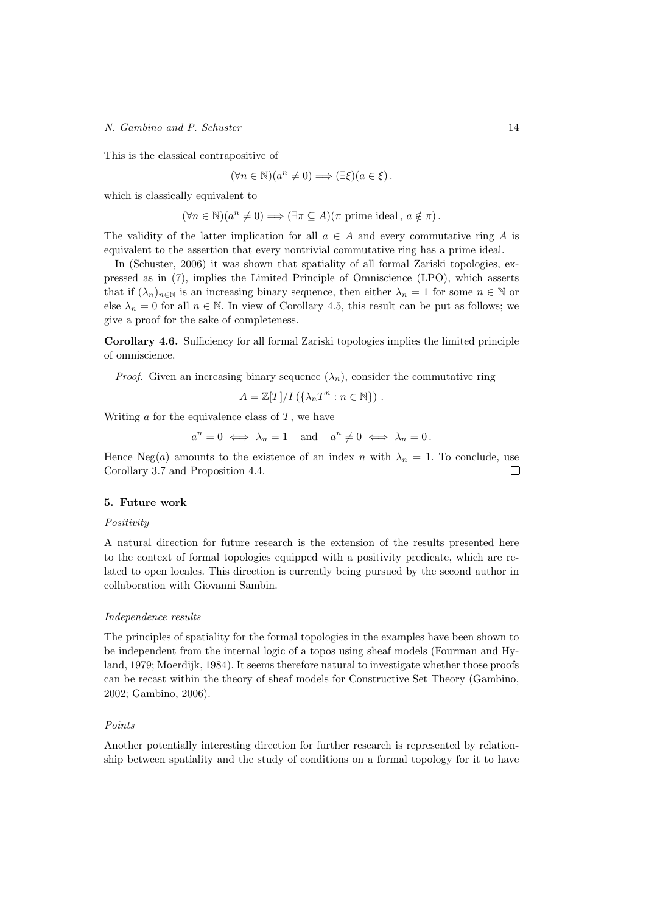This is the classical contrapositive of

$$(\forall n \in \mathbb{N})(a^n \neq 0) \Longrightarrow (\exists \xi)(a \in \xi)\,.$$

which is classically equivalent to

$$(\forall n \in \mathbb{N})(a^n \neq 0) \Longrightarrow (\exists \pi \subseteq A)(\pi \text{ prime ideal}\,,\ a \notin \pi)\,.$$

The validity of the latter implication for all $a \in A$ and every commutative ring $A$ is equivalent to the assertion that every nontrivial commutative ring has a prime ideal.

In (Schuster, 2006) it was shown that spatiality of all formal Zariski topologies, expressed as in (7), implies the Limited Principle of Omniscience (LPO), which asserts that if $(\lambda_n)_{n\in\mathbb{N}}$ is an increasing binary sequence, then either $\lambda_n = 1$ for some $n \in \mathbb{N}$ or else $\lambda_n = 0$ for all $n \in \mathbb{N}$. In view of Corollary 4.5, this result can be put as follows; we give a proof for the sake of completeness.

**Corollary 4.6.** Sufficiency for all formal Zariski topologies implies the limited principle of omniscience.

*Proof.* Given an increasing binary sequence $(\lambda_n)$, consider the commutative ring

$$A = \mathbb{Z}[T]/I\left(\{\lambda_n T^n : n \in \mathbb{N}\}\right)\,.$$

Writing $a$ for the equivalence class of $T$, we have

$$a^n = 0 \iff \lambda_n = 1 \quad \text{and} \quad a^n \neq 0 \iff \lambda_n = 0\,.$$

Hence $\mathrm{Neg}(a)$ amounts to the existence of an index $n$ with $\lambda_n = 1$. To conclude, use Corollary 3.7 and Proposition 4.4. □

## 5. Future work

### *Positivity*

A natural direction for future research is the extension of the results presented here to the context of formal topologies equipped with a positivity predicate, which are related to open locales. This direction is currently being pursued by the second author in collaboration with Giovanni Sambin.

### *Independence results*

The principles of spatiality for the formal topologies in the examples have been shown to be independent from the internal logic of a topos using sheaf models (Fourman and Hyland, 1979; Moerdijk, 1984). It seems therefore natural to investigate whether those proofs can be recast within the theory of sheaf models for Constructive Set Theory (Gambino, 2002; Gambino, 2006).

### *Points*

Another potentially interesting direction for further research is represented by relationship between spatiality and the study of conditions on a formal topology for it to have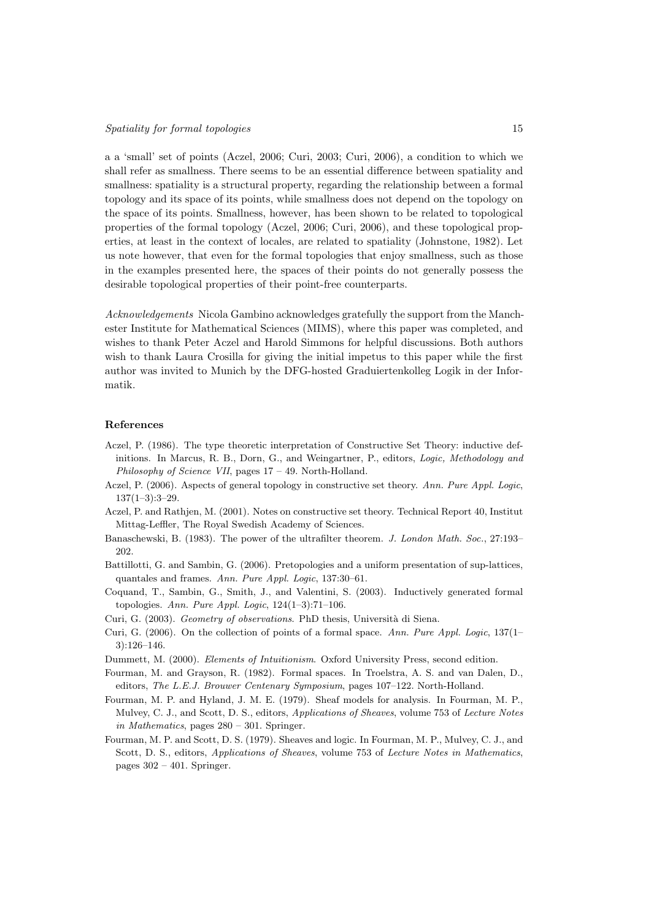a a 'small' set of points (Aczel, 2006; Curi, 2003; Curi, 2006), a condition to which we shall refer as smallness. There seems to be an essential difference between spatiality and smallness: spatiality is a structural property, regarding the relationship between a formal topology and its space of its points, while smallness does not depend on the topology on the space of its points. Smallness, however, has been shown to be related to topological properties of the formal topology (Aczel, 2006; Curi, 2006), and these topological properties, at least in the context of locales, are related to spatiality (Johnstone, 1982). Let us note however, that even for the formal topologies that enjoy smallness, such as those in the examples presented here, the spaces of their points do not generally possess the desirable topological properties of their point-free counterparts.

*Acknowledgements* Nicola Gambino acknowledges gratefully the support from the Manchester Institute for Mathematical Sciences (MIMS), where this paper was completed, and wishes to thank Peter Aczel and Harold Simmons for helpful discussions. Both authors wish to thank Laura Crosilla for giving the initial impetus to this paper while the first author was invited to Munich by the DFG-hosted Graduiertenkolleg Logik in der Informatik.

## References

Aczel, P. (1986). The type theoretic interpretation of Constructive Set Theory: inductive definitions. In Marcus, R. B., Dorn, G., and Weingartner, P., editors, *Logic, Methodology and Philosophy of Science VII*, pages 17 – 49. North-Holland.

Aczel, P. (2006). Aspects of general topology in constructive set theory. *Ann. Pure Appl. Logic*, 137(1–3):3–29.

Aczel, P. and Rathjen, M. (2001). Notes on constructive set theory. Technical Report 40, Institut Mittag-Leffler, The Royal Swedish Academy of Sciences.

Banaschewski, B. (1983). The power of the ultrafilter theorem. *J. London Math. Soc.*, 27:193–202.

Battillotti, G. and Sambin, G. (2006). Pretopologies and a uniform presentation of sup-lattices, quantales and frames. *Ann. Pure Appl. Logic*, 137:30–61.

Coquand, T., Sambin, G., Smith, J., and Valentini, S. (2003). Inductively generated formal topologies. *Ann. Pure Appl. Logic*, 124(1–3):71–106.

Curi, G. (2003). *Geometry of observations.* PhD thesis, Università di Siena.

Curi, G. (2006). On the collection of points of a formal space. *Ann. Pure Appl. Logic*, 137(1–3):126–146.

Dummett, M. (2000). *Elements of Intuitionism*. Oxford University Press, second edition.

Fourman, M. and Grayson, R. (1982). Formal spaces. In Troelstra, A. S. and van Dalen, D., editors, *The L.E.J. Brouwer Centenary Symposium*, pages 107–122. North-Holland.

Fourman, M. P. and Hyland, J. M. E. (1979). Sheaf models for analysis. In Fourman, M. P., Mulvey, C. J., and Scott, D. S., editors, *Applications of Sheaves*, volume 753 of *Lecture Notes in Mathematics*, pages 280 – 301. Springer.

Fourman, M. P. and Scott, D. S. (1979). Sheaves and logic. In Fourman, M. P., Mulvey, C. J., and Scott, D. S., editors, *Applications of Sheaves*, volume 753 of *Lecture Notes in Mathematics*, pages 302 – 401. Springer.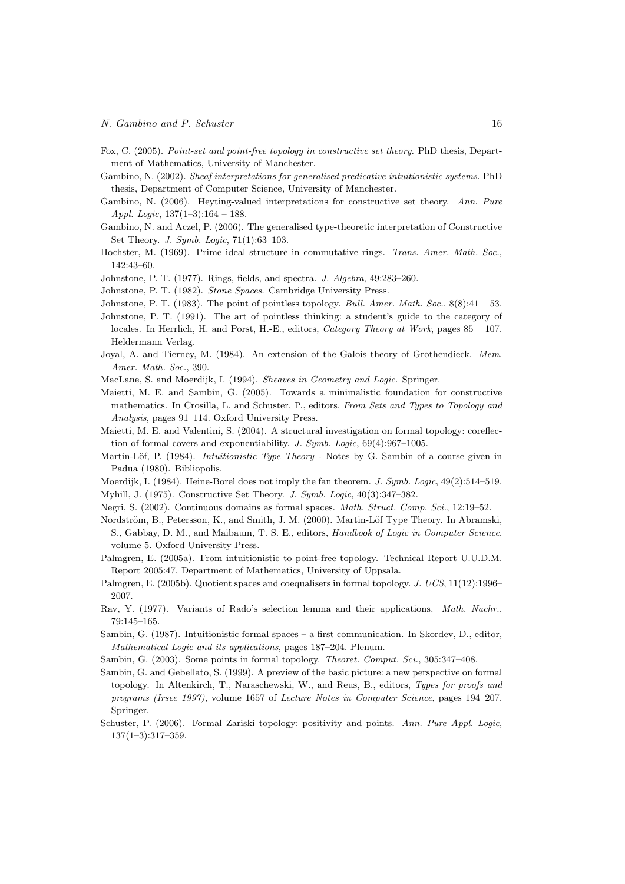Fox, C. (2005). *Point-set and point-free topology in constructive set theory*. PhD thesis, Department of Mathematics, University of Manchester.

Gambino, N. (2002). *Sheaf interpretations for generalised predicative intuitionistic systems*. PhD thesis, Department of Computer Science, University of Manchester.

Gambino, N. (2006). Heyting-valued interpretations for constructive set theory. *Ann. Pure Appl. Logic*, 137(1–3):164 – 188.

Gambino, N. and Aczel, P. (2006). The generalised type-theoretic interpretation of Constructive Set Theory. *J. Symb. Logic*, 71(1):63–103.

Hochster, M. (1969). Prime ideal structure in commutative rings. *Trans. Amer. Math. Soc.*, 142:43–60.

Johnstone, P. T. (1977). Rings, fields, and spectra. *J. Algebra*, 49:283–260.

Johnstone, P. T. (1982). *Stone Spaces*. Cambridge University Press.

Johnstone, P. T. (1983). The point of pointless topology. *Bull. Amer. Math. Soc.*, 8(8):41 – 53.

Johnstone, P. T. (1991). The art of pointless thinking: a student's guide to the category of locales. In Herrlich, H. and Porst, H.-E., editors, *Category Theory at Work*, pages 85 – 107. Heldermann Verlag.

Joyal, A. and Tierney, M. (1984). An extension of the Galois theory of Grothendieck. *Mem. Amer. Math. Soc.*, 390.

MacLane, S. and Moerdijk, I. (1994). *Sheaves in Geometry and Logic*. Springer.

Maietti, M. E. and Sambin, G. (2005). Towards a minimalistic foundation for constructive mathematics. In Crosilla, L. and Schuster, P., editors, *From Sets and Types to Topology and Analysis*, pages 91–114. Oxford University Press.

Maietti, M. E. and Valentini, S. (2004). A structural investigation on formal topology: coreflection of formal covers and exponentiability. *J. Symb. Logic*, 69(4):967–1005.

Martin-Löf, P. (1984). *Intuitionistic Type Theory* - Notes by G. Sambin of a course given in Padua (1980). Bibliopolis.

Moerdijk, I. (1984). Heine-Borel does not imply the fan theorem. *J. Symb. Logic*, 49(2):514–519.

Myhill, J. (1975). Constructive Set Theory. *J. Symb. Logic*, 40(3):347–382.

Negri, S. (2002). Continuous domains as formal spaces. *Math. Struct. Comp. Sci.*, 12:19–52.

Nordström, B., Petersson, K., and Smith, J. M. (2000). Martin-Löf Type Theory. In Abramski, S., Gabbay, D. M., and Maibaum, T. S. E., editors, *Handbook of Logic in Computer Science*, volume 5. Oxford University Press.

Palmgren, E. (2005a). From intuitionistic to point-free topology. Technical Report U.U.D.M. Report 2005:47, Department of Mathematics, University of Uppsala.

Palmgren, E. (2005b). Quotient spaces and coequalisers in formal topology. *J. UCS*, 11(12):1996–2007.

Rav, Y. (1977). Variants of Rado's selection lemma and their applications. *Math. Nachr.*, 79:145–165.

Sambin, G. (1987). Intuitionistic formal spaces – a first communication. In Skordev, D., editor, *Mathematical Logic and its applications*, pages 187–204. Plenum.

Sambin, G. (2003). Some points in formal topology. *Theoret. Comput. Sci.*, 305:347–408.

Sambin, G. and Gebellato, S. (1999). A preview of the basic picture: a new perspective on formal topology. In Altenkirch, T., Naraschewski, W., and Reus, B., editors, *Types for proofs and programs (Irsee 1997)*, volume 1657 of *Lecture Notes in Computer Science*, pages 194–207. Springer.

Schuster, P. (2006). Formal Zariski topology: positivity and points. *Ann. Pure Appl. Logic*, 137(1–3):317–359.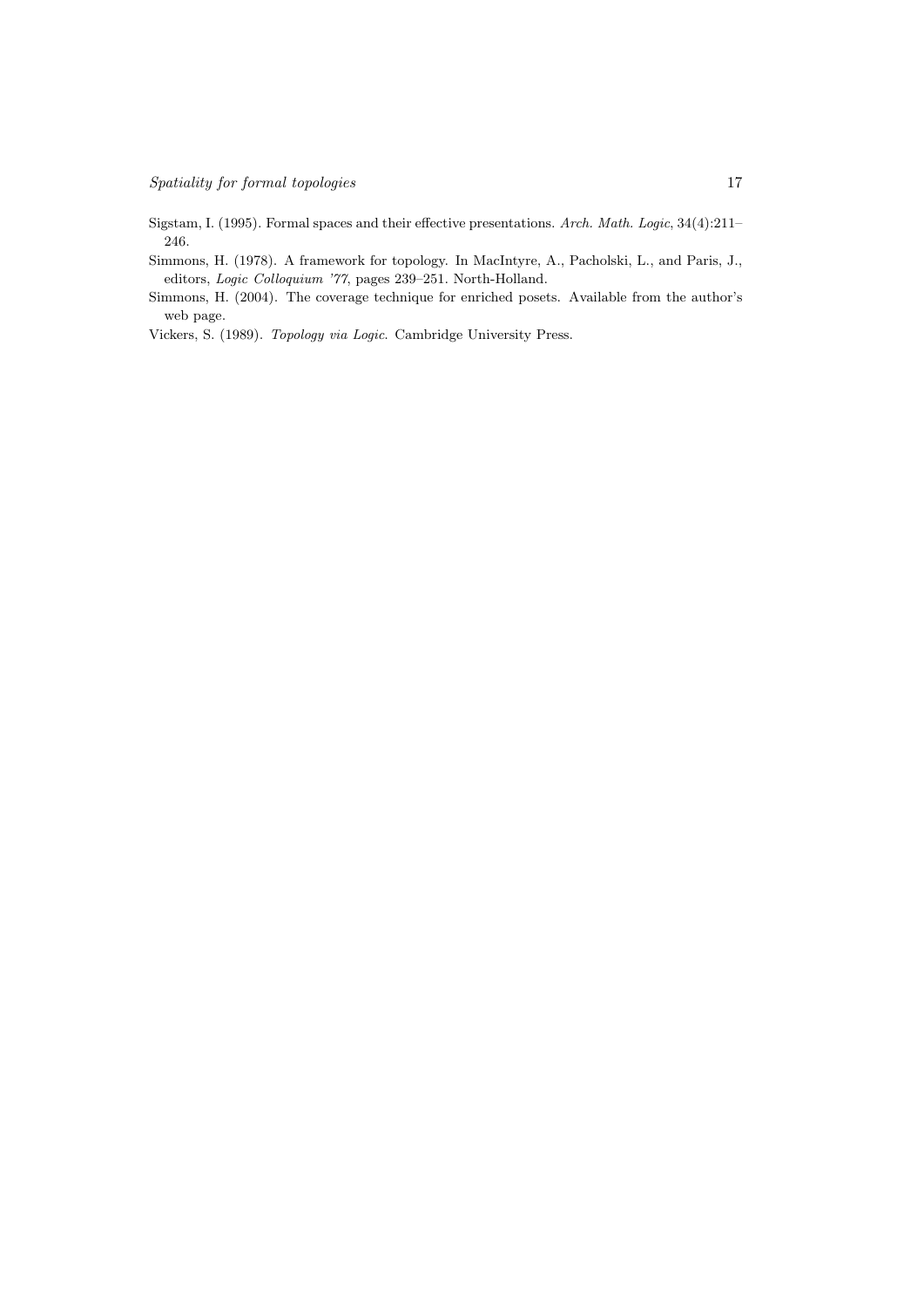Sigstam, I. (1995). Formal spaces and their effective presentations. *Arch. Math. Logic*, 34(4):211–246.

Simmons, H. (1978). A framework for topology. In MacIntyre, A., Pacholski, L., and Paris, J., editors, *Logic Colloquium '77*, pages 239–251. North-Holland.

Simmons, H. (2004). The coverage technique for enriched posets. Available from the author's web page.

Vickers, S. (1989). *Topology via Logic*. Cambridge University Press.